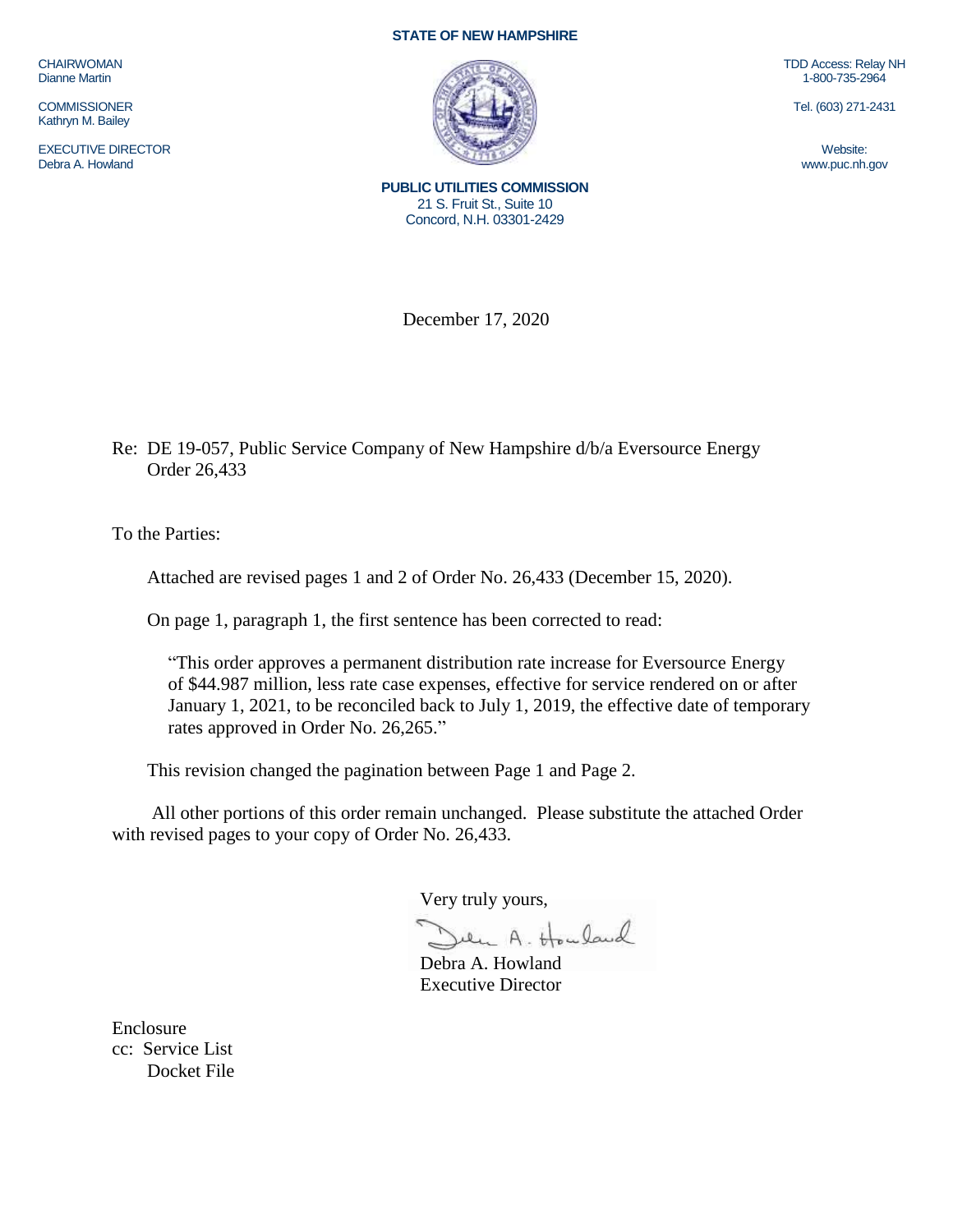**STATE OF NEW HAMPSHIRE**

CHAIRWOMAN
Dianne Martin

COMMISSIONER
Kathryn M. Bailey

EXECUTIVE DIRECTOR
Debra A. Howland

TDD Access: Relay NH
1-800-735-2964

Tel. (603) 271-2431

Website:
www.puc.nh.gov

**PUBLIC UTILITIES COMMISSION**
21 S. Fruit St., Suite 10
Concord, N.H. 03301-2429

December 17, 2020

Re: DE 19-057, Public Service Company of New Hampshire d/b/a Eversource Energy
Order 26,433

To the Parties:

Attached are revised pages 1 and 2 of Order No. 26,433 (December 15, 2020).

On page 1, paragraph 1, the first sentence has been corrected to read:

> "This order approves a permanent distribution rate increase for Eversource Energy of $44.987 million, less rate case expenses, effective for service rendered on or after January 1, 2021, to be reconciled back to July 1, 2019, the effective date of temporary rates approved in Order No. 26,265."

This revision changed the pagination between Page 1 and Page 2.

All other portions of this order remain unchanged. Please substitute the attached Order with revised pages to your copy of Order No. 26,433.

Very truly yours,

Debra A. Howland
Executive Director

Enclosure
cc: Service List
Docket File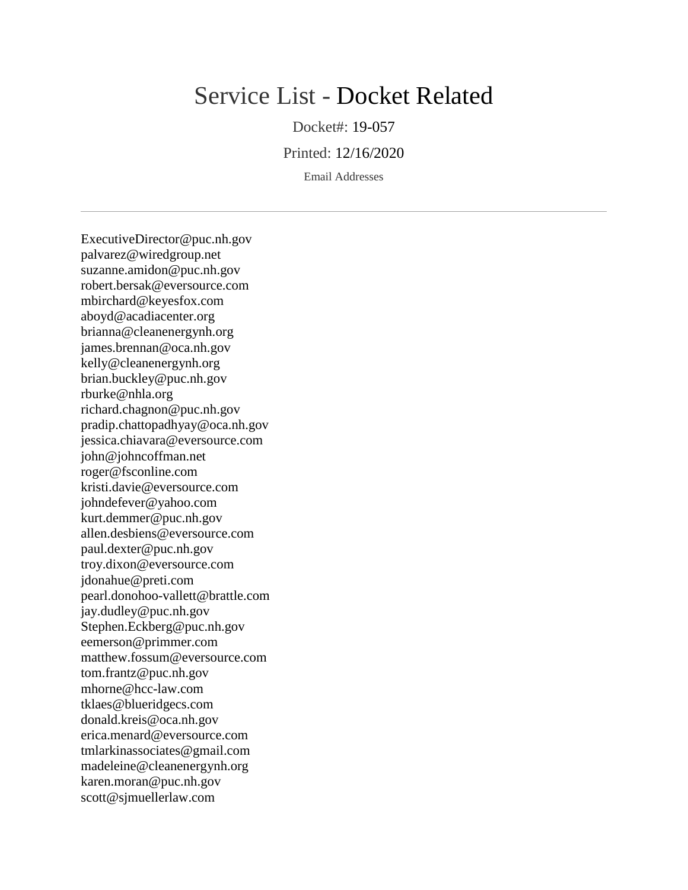# Service List - Docket Related

Docket#: 19-057

Printed: 12/16/2020

Email Addresses

---

ExecutiveDirector@puc.nh.gov
palvarez@wiredgroup.net
suzanne.amidon@puc.nh.gov
robert.bersak@eversource.com
mbirchard@keyesfox.com
aboyd@acadiacenter.org
brianna@cleanenergynh.org
james.brennan@oca.nh.gov
kelly@cleanenergynh.org
brian.buckley@puc.nh.gov
rburke@nhla.org
richard.chagnon@puc.nh.gov
pradip.chattopadhyay@oca.nh.gov
jessica.chiavara@eversource.com
john@johncoffman.net
roger@fsconline.com
kristi.davie@eversource.com
johndefever@yahoo.com
kurt.demmer@puc.nh.gov
allen.desbiens@eversource.com
paul.dexter@puc.nh.gov
troy.dixon@eversource.com
jdonahue@preti.com
pearl.donohoo-vallett@brattle.com
jay.dudley@puc.nh.gov
Stephen.Eckberg@puc.nh.gov
eemerson@primmer.com
matthew.fossum@eversource.com
tom.frantz@puc.nh.gov
mhorne@hcc-law.com
tklaes@blueridgecs.com
donald.kreis@oca.nh.gov
erica.menard@eversource.com
tmlarkinassociates@gmail.com
madeleine@cleanenergynh.org
karen.moran@puc.nh.gov
scott@sjmuellerlaw.com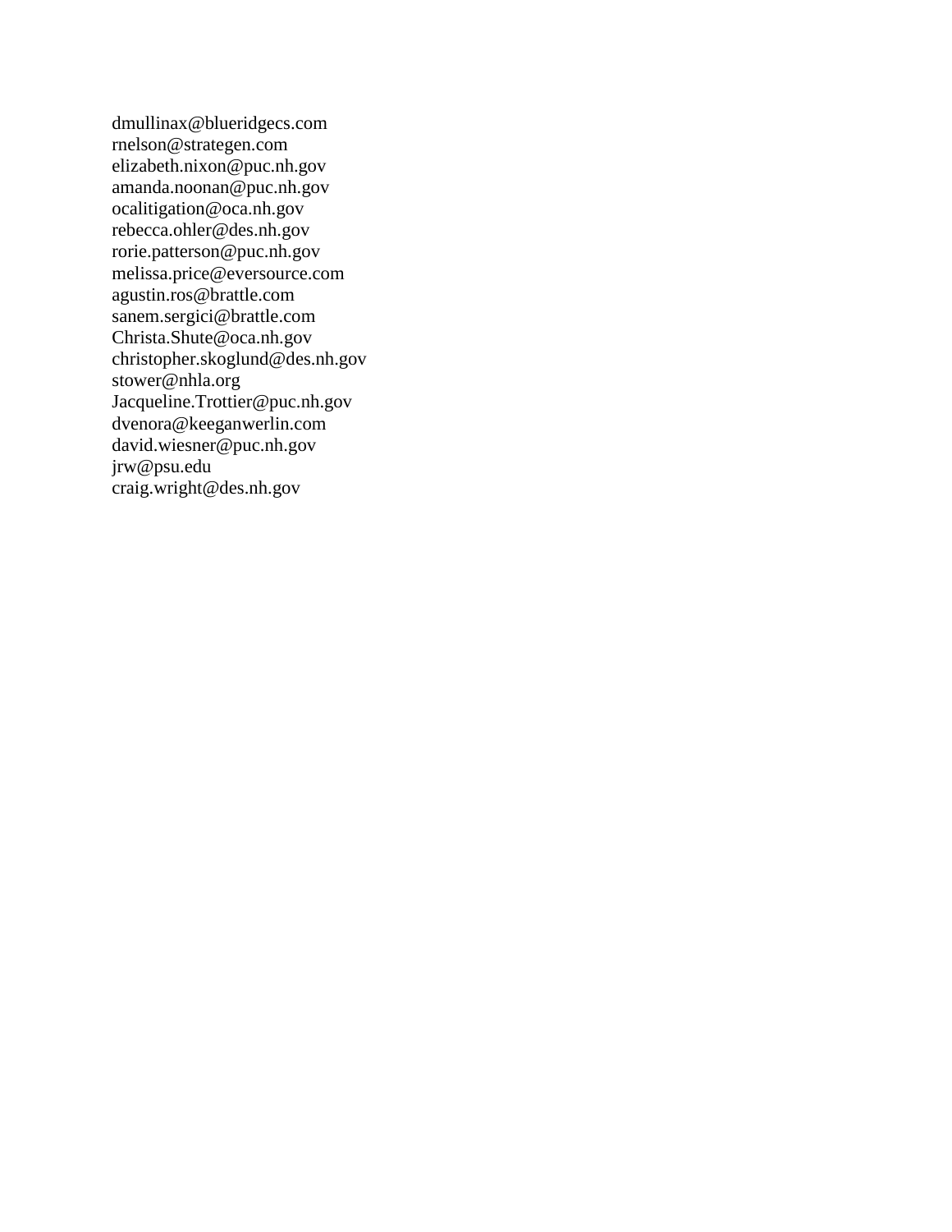dmullinax@blueridgecs.com
rnelson@strategen.com
elizabeth.nixon@puc.nh.gov
amanda.noonan@puc.nh.gov
ocalitigation@oca.nh.gov
rebecca.ohler@des.nh.gov
rorie.patterson@puc.nh.gov
melissa.price@eversource.com
agustin.ros@brattle.com
sanem.sergici@brattle.com
Christa.Shute@oca.nh.gov
christopher.skoglund@des.nh.gov
stower@nhla.org
Jacqueline.Trottier@puc.nh.gov
dvenora@keeganwerlin.com
david.wiesner@puc.nh.gov
jrw@psu.edu
craig.wright@des.nh.gov